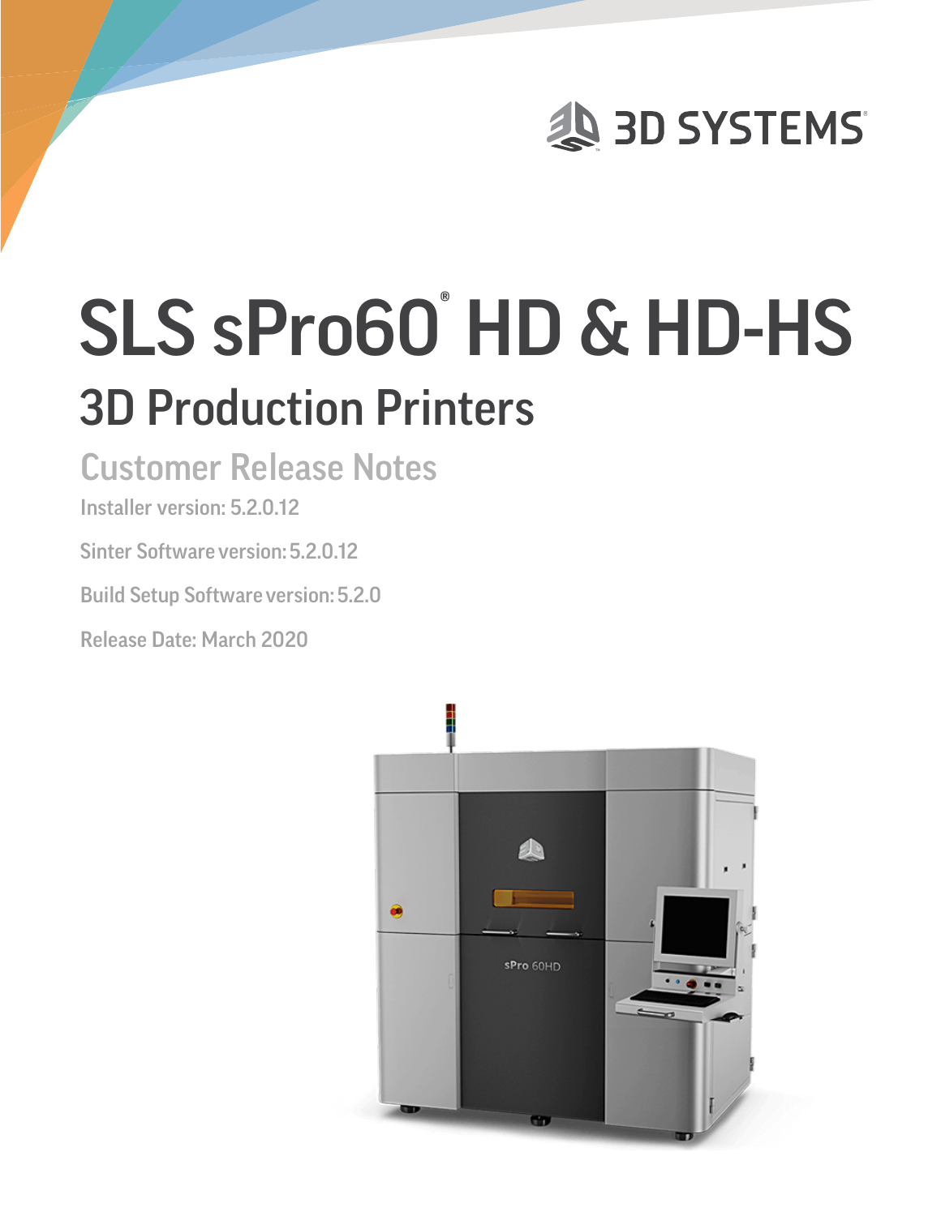# SLS sPro60® HD & HD-HS

## 3D Production Printers

### Customer Release Notes

Installer version: 5.2.0.12

Sinter Software version: 5.2.0.12

Build Setup Software version: 5.2.0

Release Date: March 2020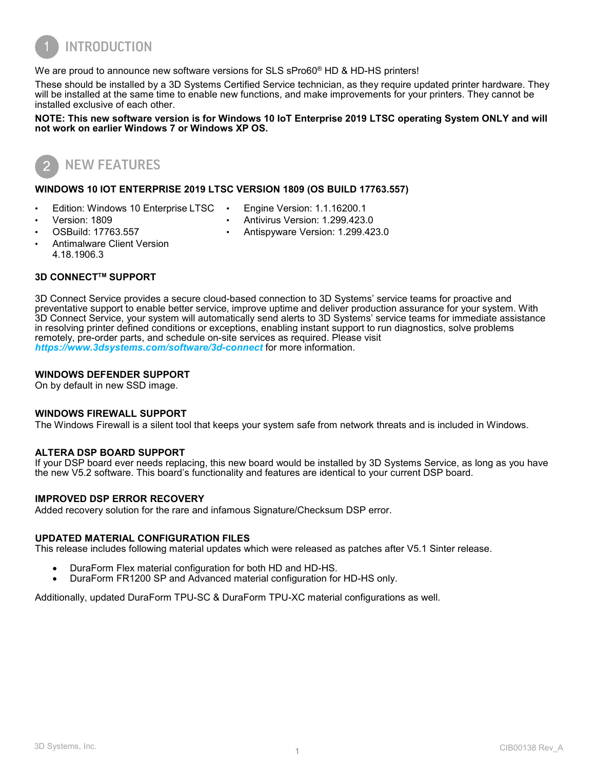# 1 INTRODUCTION

We are proud to announce new software versions for SLS sPro60® HD & HD-HS printers!

These should be installed by a 3D Systems Certified Service technician, as they require updated printer hardware. They will be installed at the same time to enable new functions, and make improvements for your printers. They cannot be installed exclusive of each other.

**NOTE: This new software version is for Windows 10 IoT Enterprise 2019 LTSC operating System ONLY and will not work on earlier Windows 7 or Windows XP OS.**

# 2 NEW FEATURES

### WINDOWS 10 IOT ENTERPRISE 2019 LTSC VERSION 1809 (OS BUILD 17763.557)

- Edition: Windows 10 Enterprise LTSC
- Version: 1809
- OSBuild: 17763.557
- Antimalware Client Version 4.18.1906.3
- Engine Version: 1.1.16200.1
- Antivirus Version: 1.299.423.0
- Antispyware Version: 1.299.423.0

### 3D CONNECT™ SUPPORT

3D Connect Service provides a secure cloud-based connection to 3D Systems' service teams for proactive and preventative support to enable better service, improve uptime and deliver production assurance for your system. With 3D Connect Service, your system will automatically send alerts to 3D Systems' service teams for immediate assistance in resolving printer defined conditions or exceptions, enabling instant support to run diagnostics, solve problems remotely, pre-order parts, and schedule on-site services as required. Please visit ***https://www.3dsystems.com/software/3d-connect*** for more information.

### WINDOWS DEFENDER SUPPORT

On by default in new SSD image.

### WINDOWS FIREWALL SUPPORT

The Windows Firewall is a silent tool that keeps your system safe from network threats and is included in Windows.

### ALTERA DSP BOARD SUPPORT

If your DSP board ever needs replacing, this new board would be installed by 3D Systems Service, as long as you have the new V5.2 software. This board's functionality and features are identical to your current DSP board.

### IMPROVED DSP ERROR RECOVERY

Added recovery solution for the rare and infamous Signature/Checksum DSP error.

### UPDATED MATERIAL CONFIGURATION FILES

This release includes following material updates which were released as patches after V5.1 Sinter release.

- DuraForm Flex material configuration for both HD and HD-HS.
- DuraForm FR1200 SP and Advanced material configuration for HD-HS only.

Additionally, updated DuraForm TPU-SC & DuraForm TPU-XC material configurations as well.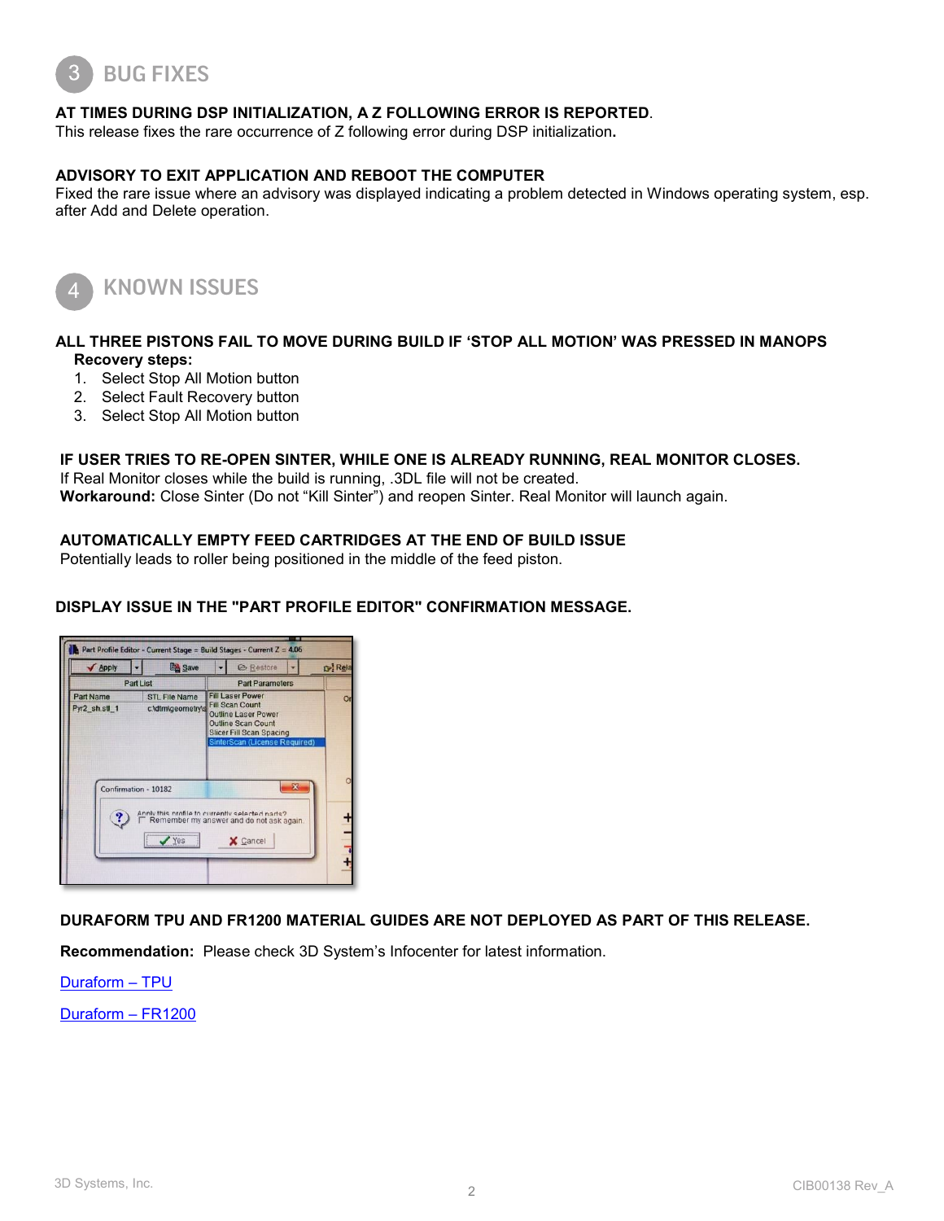# 3 BUG FIXES

**AT TIMES DURING DSP INITIALIZATION, A Z FOLLOWING ERROR IS REPORTED**.

This release fixes the rare occurrence of Z following error during DSP initialization**.**

**ADVISORY TO EXIT APPLICATION AND REBOOT THE COMPUTER**

Fixed the rare issue where an advisory was displayed indicating a problem detected in Windows operating system, esp. after Add and Delete operation.

# 4 KNOWN ISSUES

**ALL THREE PISTONS FAIL TO MOVE DURING BUILD IF 'STOP ALL MOTION' WAS PRESSED IN MANOPS**

**Recovery steps:**

1. Select Stop All Motion button
2. Select Fault Recovery button
3. Select Stop All Motion button

**IF USER TRIES TO RE-OPEN SINTER, WHILE ONE IS ALREADY RUNNING, REAL MONITOR CLOSES.**

If Real Monitor closes while the build is running, .3DL file will not be created.

**Workaround:** Close Sinter (Do not "Kill Sinter") and reopen Sinter. Real Monitor will launch again.

**AUTOMATICALLY EMPTY FEED CARTRIDGES AT THE END OF BUILD ISSUE**

Potentially leads to roller being positioned in the middle of the feed piston.

**DISPLAY ISSUE IN THE "PART PROFILE EDITOR" CONFIRMATION MESSAGE.**

**DURAFORM TPU AND FR1200 MATERIAL GUIDES ARE NOT DEPLOYED AS PART OF THIS RELEASE.**

**Recommendation:** Please check 3D System's Infocenter for latest information.

Duraform – TPU

Duraform – FR1200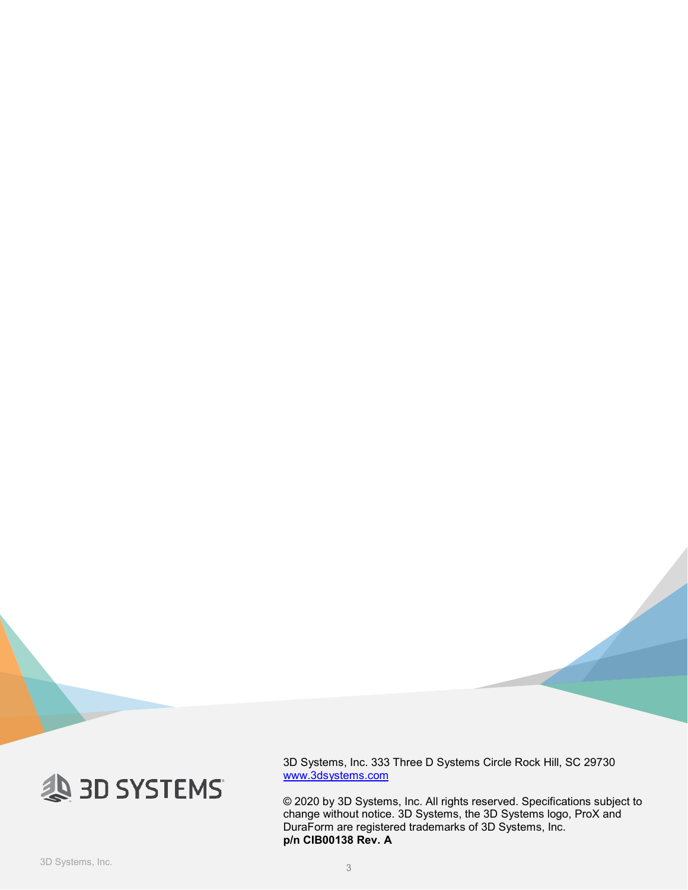3D Systems, Inc. 333 Three D Systems Circle Rock Hill, SC 29730
[www.3dsystems.com](http://www.3dsystems.com)

© 2020 by 3D Systems, Inc. All rights reserved. Specifications subject to change without notice. 3D Systems, the 3D Systems logo, ProX and DuraForm are registered trademarks of 3D Systems, Inc.
**p/n CIB00138 Rev. A**